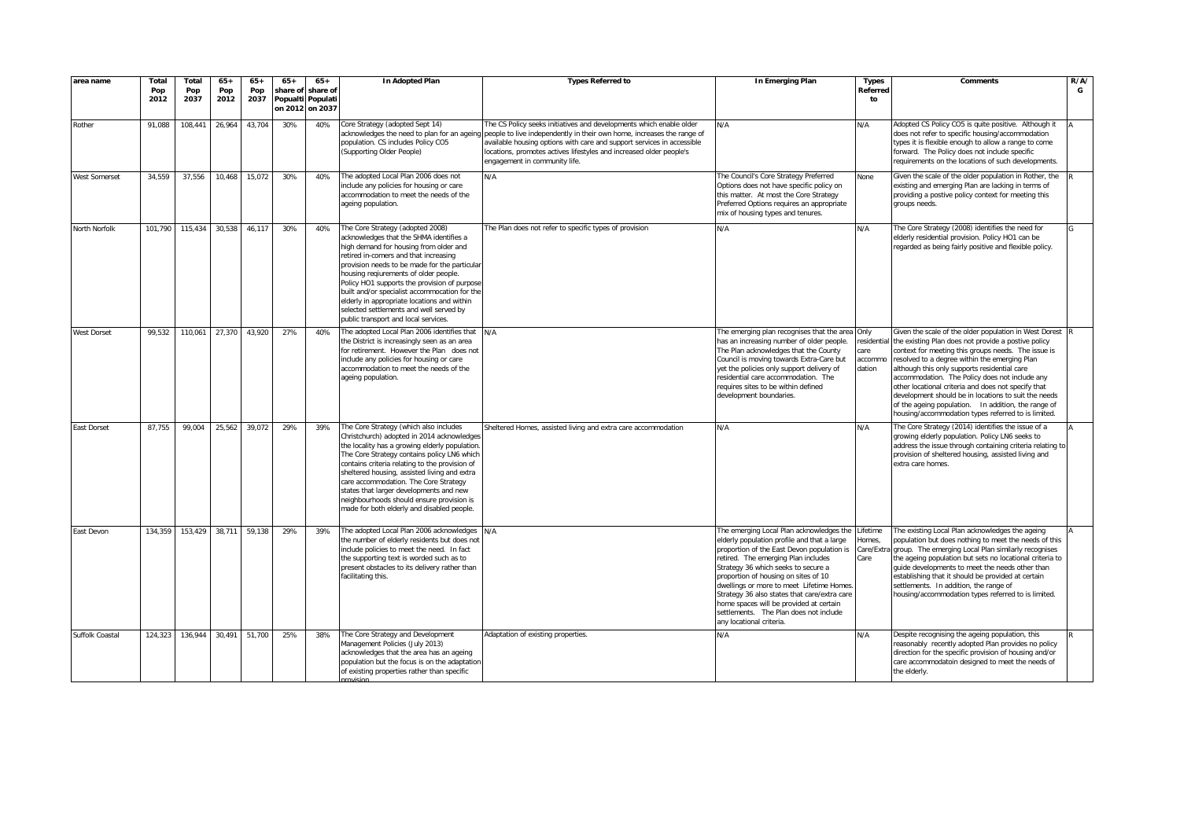| area name | Total Pop 2012 | Total Pop 2037 | 65+ Pop 2012 | 65+ Pop 2037 | 65+ share of Popualtion 2012 | 65+ share of Populati on 2037 | In Adopted Plan | Types Referred to | In Emerging Plan | Types Referred to | Comments | R/A/G |
|---|---|---|---|---|---|---|---|---|---|---|---|---|
| Rother | 91,088 | 108,441 | 26,964 | 43,704 | 30% | 40% | Core Strategy (adopted Sept 14) acknowledges the need to plan for an ageing population. CS includes Policy CO5 (Supporting Older People) | The CS Policy seeks initiatives and developments which enable older people to live independently in their own home, increases the range of available housing options with care and support services in accessible locations, promotes actives lifestyles and increased older people's engagement in community life. | N/A | N/A | Adopted CS Policy CO5 is quite positive. Although it does not refer to specific housing/accommodation types it is flexible enough to allow a range to come forward. The Policy does not include specific requirements on the locations of such developments. | A |
| West Somerset | 34,559 | 37,556 | 10,468 | 15,072 | 30% | 40% | The adopted Local Plan 2006 does not include any policies for housing or care accommodation to meet the needs of the ageing population. | N/A | The Council's Core Strategy Preferred Options does not have specific policy on this matter. At most the Core Strategy Preferred Options requires an appropriate mix of housing types and tenures. | None | Given the scale of the older population in Rother, the existing and emerging Plan are lacking in terms of providing a postive policy context for meeting this groups needs. | R |
| North Norfolk | 101,790 | 115,434 | 30,538 | 46,117 | 30% | 40% | The Core Strategy (adopted 2008) acknowledges that the SHMA identifies a high demand for housing from older and retired in-comers and that increasing provision needs to be made for the particular housing reqiurements of older people. Policy HO1 supports the provision of purpose built and/or specialist accommocation for the elderly in appropriate locations and within selected settlements and well served by public transport and local services. | The Plan does not refer to specific types of provision | N/A | N/A | The Core Strategy (2008) identifies the need for elderly residential provision. Policy HO1 can be regarded as being fairly positive and flexible policy. | G |
| West Dorset | 99,532 | 110,061 | 27,370 | 43,920 | 27% | 40% | The adopted Local Plan 2006 identifies that the District is increasingly seen as an area for retirement. However the Plan does not include any policies for housing or care accommodation to meet the needs of the ageing population. | N/A | The emerging plan recognises that the area has an increasing number of older people. The Plan acknowledges that the County Council is moving towards Extra-Care but yet the policies only support delivery of residential care accommodation. The requires sites to be within defined development boundaries. | Only residential care accommo dation | Given the scale of the older population in West Dorest the existing Plan does not provide a postive policy context for meeting this groups needs. The issue is resolved to a degree within the emerging Plan although this only supports residential care accommodation. The Policy does not include any other locational criteria and does not specify that development should be in locations to suit the needs of the ageing population. In addition, the range of housing/accommodation types referred to is limited. | R |
| East Dorset | 87,755 | 99,004 | 25,562 | 39,072 | 29% | 39% | The Core Strategy (which also includes Christchurch) adopted in 2014 acknowledges the locality has a growing elderly population. The Core Strategy contains policy LN6 which contains criteria relating to the provision of sheltered housing, assisted living and extra care accommodation. The Core Strategy states that larger developments and new neighbourhoods should ensure provision is made for both elderly and disabled people. | Sheltered Homes, assisted living and extra care accommodation | N/A | N/A | The Core Strategy (2014) identifies the issue of a growing elderly population. Policy LN6 seeks to address the issue through containing criteria relating to provision of sheltered housing, assisted living and extra care homes. | A |
| East Devon | 134,359 | 153,429 | 38,711 | 59,138 | 29% | 39% | The adopted Local Plan 2006 acknowledges the number of elderly residents but does not include policies to meet the need. In fact the supporting text is worded such as to present obstacles to its delivery rather than facilitating this. | N/A | The emerging Local Plan acknowledges the elderly population profile and that a large proportion of the East Devon population is retired. The emerging Plan includes Strategy 36 which seeks to secure a proportion of housing on sites of 10 dwellings or more to meet Lifetime Homes. Strategy 36 also states that care/extra care home spaces will be provided at certain settlements. The Plan does not include any locational criteria. | Lifetime Homes, Care/Extra Care | The existing Local Plan acknowledges the ageing population but does nothing to meet the needs of this group. The emerging Local Plan similarly recognises the ageing population but sets no locational criteria to guide developments to meet the needs other than establishing that it should be provided at certain settlements. In addition, the range of housing/accommodation types referred to is limited. | A |
| Suffolk Coastal | 124,323 | 136,944 | 30,491 | 51,700 | 25% | 38% | The Core Strategy and Development Management Policies (July 2013) acknowledges that the area has an ageing population but the focus is on the adaptation of existing properties rather than specific provision. | Adaptation of existing properties. | N/A | N/A | Despite recognising the ageing population, this reasonably recently adopted Plan provides no policy direction for the specific provision of housing and/or care accommodatoin designed to meet the needs of the elderly. | R |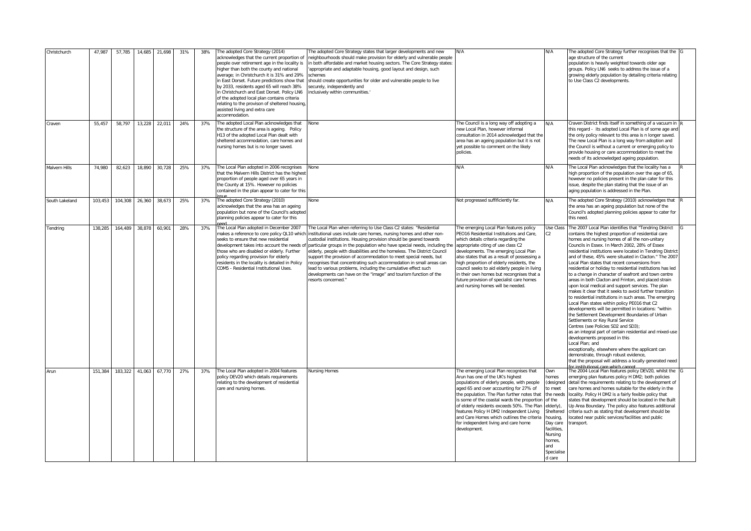| | | | | | | | | | | | | |
|---|---|---|---|---|---|---|---|---|---|---|---|---|
| Christchurch | 47,987 | 57,785 | 14,685 | 21,698 | 31% | 38% | The adopted Core Strategy (2014) acknowledges that the current proportion of people over retirement age in the locality is higher than both the county and national average; in Christchurch it is 31% and 29% in East Dorset. Future predictions show that by 2033, residents aged 65 will reach 38% in Christchurch and East Dorset. Policy LN6 of the adopted local plan contains criteria relating to the provison of sheltered housing, assisted living and extra care accommodation. | The adopted Core Strategy states that larger developments and new neighbourhoods should make provision for elderly and vulnerable people in both affordable and market housing sectors. The Core Strategy states: 'appropriate and adaptable housing, good layout and design, such schemes should create opportunities for older and vulnerable people to live securely, independently and inclusively within communities.' | N/A | N/A | The adopted Core Strategy further recognises that the age structure of the current population is heavily weighted towards older age groups. Policy LN6 seeks to address the issue of a growing elderly population by detailing criteria relating to Use Class C2 developments. | G |
| Craven | 55,457 | 58,797 | 13,228 | 22,011 | 24% | 37% | The adopted Local Plan acknowledges that the structure of the area is ageing. Policy H13 of the adopted Local Plan dealt with sheltered accommodation, care homes and nursing homes but is no longer saved. | None | The Council is a long way off adopting a new Local Plan, however informal consultation in 2014 acknowledged that the area has an ageing population but it is not yet possible to comment on the likely policies. | N/A | Craven District finds itself in something of a vacuum in this regard - its adopted Local Plan is of some age and the only policy relevant to this area is n longer saved. The new Local Plan is a long way from adoption and the Council is without a current or emerging policy to provide housing or care accommodation to meet the needs of its acknowledged ageing population. | R |
| Malvern Hills | 74,980 | 82,623 | 18,890 | 30,728 | 25% | 37% | The Local Plan adopted in 2006 recognises that the Malvern Hills District has the highest proportion of people aged over 65 years in the County at 15%. However no policies contained in the plan appear to cater for this issue | None | N/A | N/A | The Local Plan acknowledges that the locality has a high proportion of the population over the age of 65, however no policies present in the plan cater for this issue, despite the plan stating that the issue of an aging population is addressed in the Plan. | R |
| South Lakeland | 103,453 | 104,308 | 26,360 | 38,673 | 25% | 37% | The adopted Core Strategy (2010) acknowledges that the area has an ageing population but none of the Council's adopted planning policies appear to cater for this need | None | Not progressed suffificiently far. | N/A | The adopted Core Strategy (2010) acknowledges that the area has an ageing population but none of the Council's adopted planning policies appear to cater for this need. | R |
| Tendring | 138,285 | 164,489 | 38,878 | 60,901 | 28% | 37% | The Local Plan adopted in December 2007 makes a reference to core policy QL10 which seeks to ensure that new residential development takes into account the needs of those who are disabled or elderly. Further policy regarding provision for elderly residents in the locality is detailed in Policy COM5 - Residential Institutional Uses. | The Local Plan when referring to Use Class C2 states: "Residential institutional uses include care homes, nursing homes and other non-custodial institutions. Housing provision should be geared towards particular groups in the population who have special needs, including the elderly, people with disabilities and the homeless. The District Council support the provision of accommodation to meet special needs, but recognises that concentrating such accommodation in small areas can lead to various problems, including the cumulative effect such developments can have on the "image" and tourism function of the resorts concerned." | The emerging Local Plan features policy PEO16 Residential Institutions and Care, which details criteria regarding the appropriate citing of use class C2 developments. The emerging Local Plan also states that as a result of possessing a high proportion of elderly residents, the council seeks to aid elderly people in living in their own homes but recongnises that a future provision of specialist care homes and nursing homes will be needed. | Use Class C2 | The 2007 Local Plan identifies that "Tendring District contains the highest proportion of residential care homes and nursing homes of all the non-unitary Councils in Essex. In March 2002, 28% of Essex residential institutions were located in Tendring District and of these, 45% were situated in Clacton." The 2007 Local Plan states that recent conversions from residential or holiday to residential institutions has led to a change in character of seafront and town centre areas in both Clacton and Frinton, and placed strain upon local medical and support services. The plan makes it clear that it seeks to avoid further transition to residential institutions in such areas. The emerging Local Plan states within policy PE016 that C2 developments will be permitted in locations: "within the Settlement Development Boundaries of Urban Settlements or Key Rural Service Centres (see Policies SD2 and SD3); as an integral part of certain residential and mixed-use developments proposed in this Local Plan; and exceptionally, elsewhere where the applicant can demonstrate, through robust evidence, that the proposal will address a locally generated need for institutional care which cannot | G |
| Arun | 151,384 | 183,322 | 41,063 | 67,770 | 27% | 37% | The Local Plan adopted in 2004 features policy DEV20 which details requirements relating to the development of residential care and nursing homes. | Nursing Homes | The emerging Local Plan recognises that Arun has one of the UK's highest populations of elderly people, with people aged 65 and over accounting for 27% of the population. The Plan further notes that is some of the coastal wards the proportion of elderly residents exceeds 50%. The Plan features Policy H DM2 Independent Living and Care Homes which outlines the criteria for independent living and care home development. | Own homes (designed to meet the needs of the elderly), Sheltered housing, Day care facilities, Nursing homes, and Specialised care | The 2004 Local Plan features policy DEV20, whilst the emerging plan features policy H DM2; both policies detail the requirements relating to the development of care homes and homes suitable for the elderly in the locality. Policy H DM2 is a fairly fexible policy that states that development should be located in the Built Up Area Boundary. The policy also features additional criteria such as stating that development should be located near public services/facilities and public transport. | G |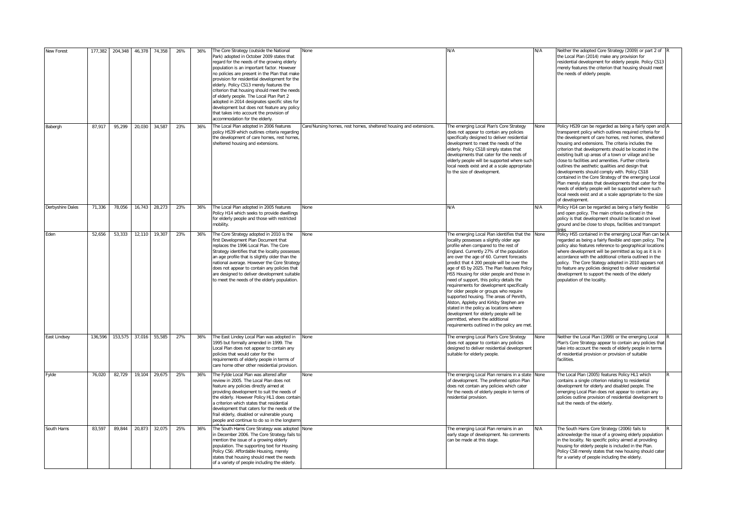| New Forest | 177,382 | 204,348 | 46,378 | 74,358 | 26% | 36% | The Core Strategy (outside the National Park) adopted in October 2009 states that regard for the needs of the growing elderly population is an important factor. However no policies are present in the Plan that make provision for residential development for the elderly. Policy CS13 merely features the criterion that housing should meet the needs of elderly people. The Local Plan Part 2 adopted in 2014 designates specific sites for development but does not feature any policy that takes into account the provision of accommodation for the elderly. | None | N/A | N/A | Neither the adopted Core Strategy (2009) or part 2 of the Local Plan (2014) make any provision for residential development for elderly people. Policy CS13 merely features the criterion that housing should meet the needs of elderly people. | R |
|---|---|---|---|---|---|---|---|---|---|---|---|---|
| Babergh | 87,917 | 95,299 | 20,030 | 34,587 | 23% | 36% | The Local Plan adopted in 2006 features policy HS39 which outlines criteria regarding the development of care homes, rest homes, sheltered housing and extensions. | Care/Nursing homes, rest homes, sheltered housing and extensions. | The emerging Local Plan's Core Strategy does not appear to contain any policies specifically designed to deliver residential development to meet the needs of the elderly. Policy CS18 simply states that developments that cater for the needs of elderly people will be supported where such local needs exist and at a scale appropriate to the size of development. | None | Policy HS39 can be regarded as being a fairly open and transparent policy which outlines required criteria for the development of care homes, rest homes, sheltered housing and extensions. The criteria includes the criterion that developments should be located in the exisiting built up areas of a town or village and be close to facilities and amenities. Further criteria outlines the aesthetic qualities and design that developments should comply with. Policy CS18 contained in the Core Strategy of the emerging Local Plan merely states that developments that cater for the needs of elderly people will be supported where such local needs exist and at a scale appropriate to the size of development. | A |
| Derbyshire Dales | 71,336 | 78,056 | 16,743 | 28,273 | 23% | 36% | The Local Plan adopted in 2005 features Policy H14 which seeks to provide dwellings for elderly people and those with restricted mobility. | None | N/A | N/A | Policy H14 can be regarded as being a fairly flexible and open policy. The main criteria outlined in the policy is that development should be located on level ground and be close to shops, facilities and transport links | G |
| Eden | 52,656 | 53,333 | 12,110 | 19,307 | 23% | 36% | The Core Strategy adopted in 2010 is the first Development Plan Document that replaces the 1996 Local Plan. The Core Strategy identifies that the locality possesses an age profile that is slightly older than the national average. However the Core Strategy does not appear to contain any policies that are designed to deliver development suitable to meet the needs of the elderly population. | None | The emerging Local Plan identifies that the locality possesses a slightly older age profile when compared to the rest of England. Currently 27% of the population are over the age of 60. Current forecasts predict that 4 200 people will be over the age of 65 by 2025. The Plan features Policy HS5 Housing for older people and those in need of support, this policy details the requirements for development specifically for older people or groups who require supported housing. The areas of Penrith, Alston, Appleby and Kirkby Stephen are stated in the policy as locations where development for elderly people will be permitted, where the additional requirements outlined in the policy are met. | None | Policy HS5 contained in the emerging Local Plan can be regarded as being a fairly flexible and open policy. The policy also features reference to geographical locations where development will be permitted as log as it is in accordance with the additional criteria outlined in the policy. The Core Stategy adopted in 2010 appears not to feature any policies designed to deliver residential development to support the needs of the elderly population of the locality. | A |
| East Lindsey | 136,596 | 153,575 | 37,016 | 55,585 | 27% | 36% | The East Lindey Local Plan was adopted in 1995 but formally amended in 1999. The Local Plan does not appear to contain any policies that would cater for the requirements of elderly people in terms of care home other other residential provision. | None | The emerging Local Plan's Core Strategy does not appear to contain any policies designed to deliver residential development suitable for elderly people. | None | Neither the Local Plan (1999) or the emerging Local Plan's Core Strategy appear to contain any policies that take into account the needs of elderly people in terms of residential provision or provision of suitable facilities. | R |
| Fylde | 76,020 | 82,729 | 19,104 | 29,675 | 25% | 36% | The Fylde Local Plan was altered after review in 2005. The Local Plan does not feature any policies directly aimed at providing development to suit the needs of the elderly. However Policy HL1 does contain a criterion which states that residential development that caters for the needs of the frail elderly, disabled or vulnerable young people and continue to do so in the longterm will be permitted | None | The emerging Local Plan remains in a state of development. The preferred option Plan does not contain any policies which cater for the needs of elderly people in terms of residential provision. | None | The Local Plan (2005) features Policy HL1 which contains a single criterion relating to residential development for elderly and disabled people. The emerging Local Plan does not appear to contain any policies outline provision of residential development to suit the needs of the elderly. | R |
| South Hams | 83,597 | 89,844 | 20,873 | 32,075 | 25% | 36% | The South Hams Core Strategy was adopted in December 2006. The Core Strategy fails to mention the issue of a growing elderly population. The supporting text for Housing Policy CS6: Affordable Housing, merely states that housing should meet the needs of a variety of people including the elderly. | None | The emerging Local Plan remains in an early stage of development. No comments can be made at this stage. | N/A | The South Hams Core Strategy (2006) fails to acknowledge the issue of a growing elderly population in the locality. No specific policy aimed at providing housing for elderly people is included in the Plan. Policy CS8 merely states that new housing should cater for a variety of people including the elderly. | R |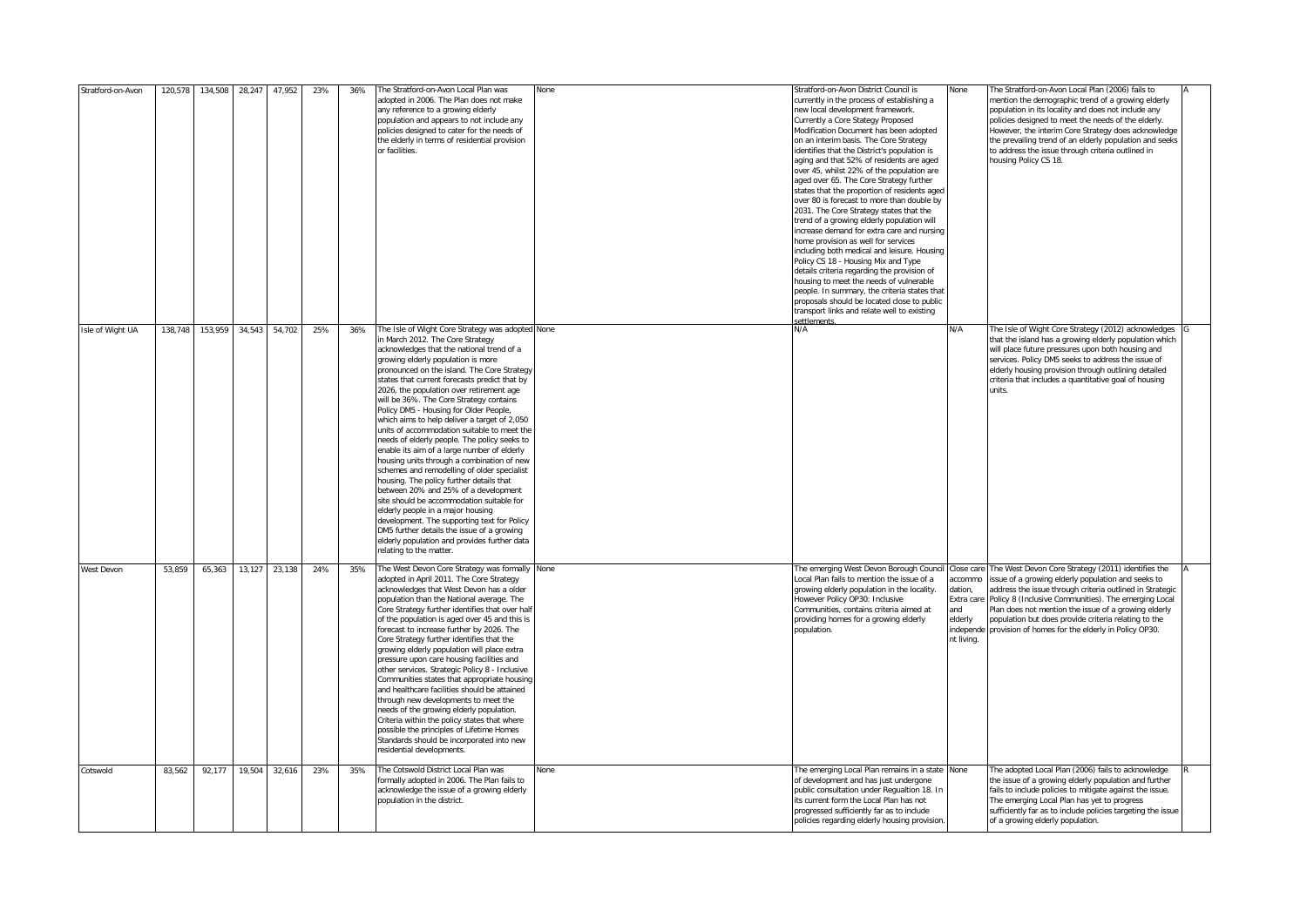| | | | | | | | | | | | | |
|---|---|---|---|---|---|---|---|---|---|---|---|---|
| Stratford-on-Avon | 120,578 | 134,508 | 28,247 | 47,952 | 23% | 36% | The Stratford-on-Avon Local Plan was adopted in 2006. The Plan does not make any reference to a growing elderly population and appears to not include any policies designed to cater for the needs of the elderly in terms of residential provision or facilities. | None | Stratford-on-Avon District Council is currently in the process of establishing a new local development framework. Currently a Core Stategy Proposed Modification Document has been adopted on an interim basis. The Core Strategy identifies that the District's population is aging and that 52% of residents are aged over 45, whilst 22% of the population are aged over 65. The Core Strategy further states that the proportion of residents aged over 80 is forecast to more than double by 2031. The Core Strategy states that the trend of a growing elderly population will increase demand for extra care and nursing home provision as well for services including both medical and leisure. Housing Policy CS 18 - Housing Mix and Type details criteria regarding the provision of housing to meet the needs of vulnerable people. In summary, the criteria states that proposals should be located close to public transport links and relate well to existing settlements. | None | The Stratford-on-Avon Local Plan (2006) fails to mention the demographic trend of a growing elderly population in its locality and does not include any policies designed to meet the needs of the elderly. However, the interim Core Strategy does acknowledge the prevailing trend of an elderly population and seeks to address the issue through criteria outlined in housing Policy CS 18. | A |
| Isle of Wight UA | 138,748 | 153,959 | 34,543 | 54,702 | 25% | 36% | The Isle of Wight Core Strategy was adopted in March 2012. The Core Strategy acknowledges that the national trend of a growing elderly population is more pronounced on the island. The Core Strategy states that current forecasts predict that by 2026, the population over retirement age will be 36%. The Core Strategy contains Policy DM5 - Housing for Older People, which aims to help deliver a target of 2,050 units of accommodation suitable to meet the needs of elderly people. The policy seeks to enable its aim of a large number of elderly housing units through a combination of new schemes and remodelling of older specialist housing. The policy further details that between 20% and 25% of a development site should be accommodation suitable for elderly people in a major housing development. The supporting text for Policy DM5 further details the issue of a growing elderly population and provides further data relating to the matter. | None | N/A | N/A | The Isle of Wight Core Strategy (2012) acknowledges that the island has a growing elderly population which will place future pressures upon both housing and services. Policy DM5 seeks to address the issue of elderly housing provision through outlining detailed criteria that includes a quantitative goal of housing units. | G |
| West Devon | 53,859 | 65,363 | 13,127 | 23,138 | 24% | 35% | The West Devon Core Strategy was formally adopted in April 2011. The Core Strategy acknowledges that West Devon has a older population than the National average. The Core Strategy further identifies that over half of the population is aged over 45 and this is forecast to increase further by 2026. The Core Strategy further identifies that the growing elderly population will place extra pressure upon care housing facilities and other services. Strategic Policy 8 - Inclusive Communities states that appropriate housing and healthcare facilities should be attained through new developments to meet the needs of the growing elderly population. Criteria within the policy states that where possible the principles of Lifetime Homes Standards should be incorporated into new residential developments. | None | The emerging West Devon Borough Council Local Plan fails to mention the issue of a growing elderly population in the locality. However Policy OP30: Inclusive Communities, contains criteria aimed at providing homes for a growing elderly population. | Close care accommodation, Extra care and elderly independent living. | The West Devon Core Strategy (2011) identifies the issue of a growing elderly population and seeks to address the issue through criteria outlined in Strategic Policy 8 (Inclusive Communities). The emerging Local Plan does not mention the issue of a growing elderly population but does provide criteria relating to the provision of homes for the elderly in Policy OP30. | A |
| Cotswold | 83,562 | 92,177 | 19,504 | 32,616 | 23% | 35% | The Cotswold District Local Plan was formally adopted in 2006. The Plan fails to acknowledge the issue of a growing elderly population in the district. | None | The emerging Local Plan remains in a state of development and has just undergone public consultation under Regualtion 18. In its current form the Local Plan has not progressed sufficiently far as to include policies regarding elderly housing provision. | None | The adopted Local Plan (2006) fails to acknowledge the issue of a growing elderly population and further fails to include policies to mitigate against the issue. The emerging Local Plan has yet to progress sufficiently far as to include policies targeting the issue of a growing elderly population. | R |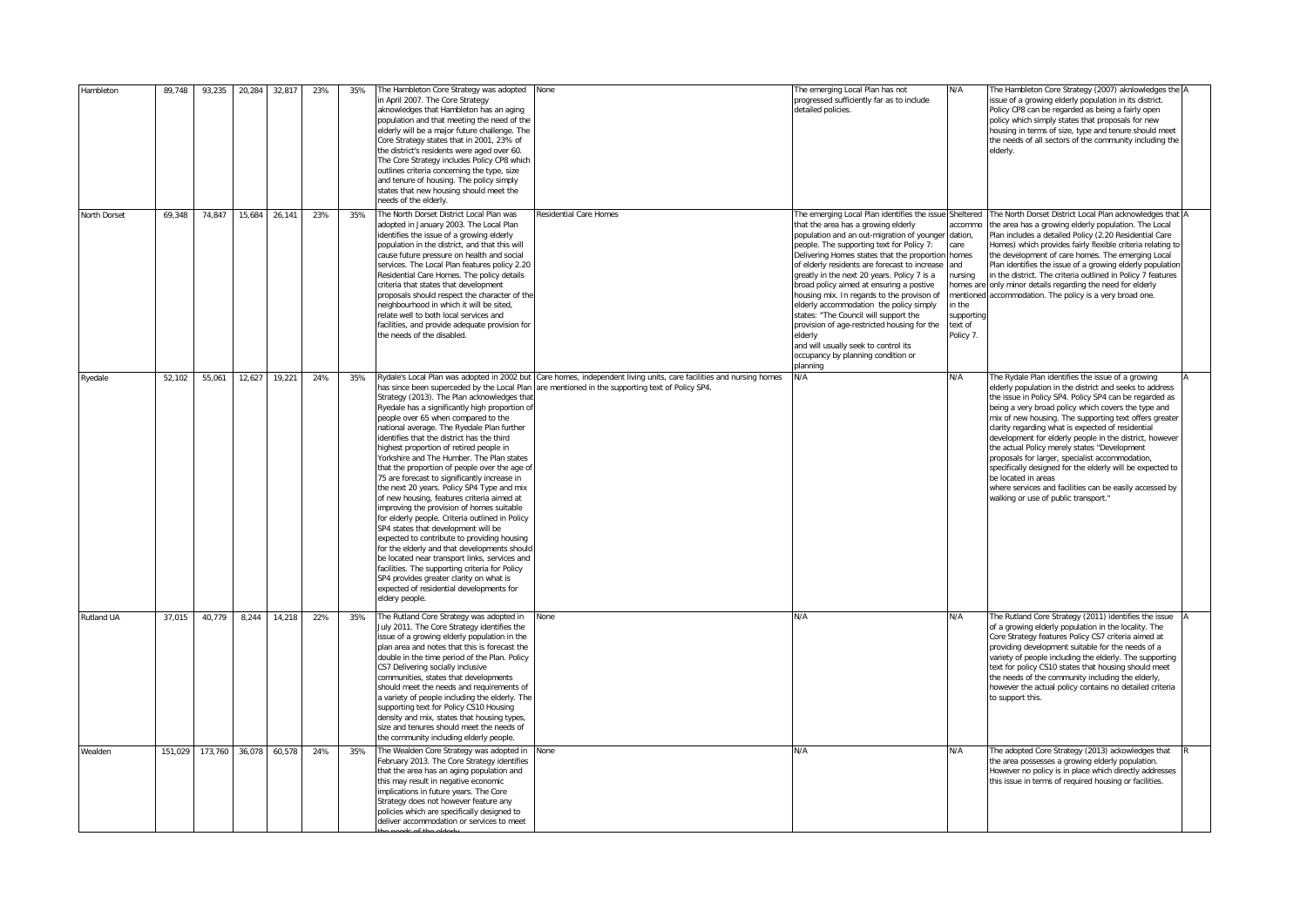| | | | | | | | | | | | | |
|---|---|---|---|---|---|---|---|---|---|---|---|---|
| Hambleton | 89,748 | 93,235 | 20,284 | 32,817 | 23% | 35% | The Hambleton Core Strategy was adopted in April 2007. The Core Strategy aknowledges that Hambleton has an aging population and that meeting the need of the elderly will be a major future challenge. The Core Strategy states that in 2001, 23% of the district's residents were aged over 60. The Core Strategy includes Policy CP8 which outlines criteria concerning the type, size and tenure of housing. The policy simply states that new housing should meet the needs of the elderly. | None | The emerging Local Plan has not progressed sufficiently far as to include detailed policies. | N/A | The Hambleton Core Strategy (2007) aknlowledges the issue of a growing elderly population in its district. Policy CP8 can be regarded as being a fairly open policy which simply states that proposals for new housing in terms of size, type and tenure should meet the needs of all sectors of the community including the elderly. | A |
| North Dorset | 69,348 | 74,847 | 15,684 | 26,141 | 23% | 35% | The North Dorset District Local Plan was adopted in January 2003. The Local Plan identifies the issue of a growing elderly population in the district, and that this will cause future pressure on health and social services. The Local Plan features policy 2.20 Residential Care Homes. The policy details criteria that states that development proposals should respect the character of the neighbourhood in which it will be sited, relate well to both local services and facilities, and provide adequate provision for the needs of the disabled. | Residential Care Homes | The emerging Local Plan identifies the issue that the area has a growing elderly population and an out-migration of younger people. The supporting text for Policy 7: Delivering Homes states that the proportion of elderly residents are forecast to increase greatly in the next 20 years. Policy 7 is a broad policy aimed at ensuring a postive housing mix. In regards to the provison of elderly accommodation the policy simply states: "The Council will support the provision of age-restricted housing for the elderly and will usually seek to control its occupancy by planning condition or planning | Sheltered accommodation, care homes and nursing homes are mentioned in the supporting text of Policy 7. | The North Dorset District Local Plan acknowledges that the area has a growing elderly population. The Local Plan includes a detailed Policy (2.20 Residential Care Homes) which provides fairly flexible criteria relating to the development of care homes. The emerging Local Plan identifies the issue of a growing elderly population in the district. The criteria outlined in Policy 7 features only minor details regarding the need for elderly accommodation. The policy is a very broad one. | A |
| Ryedale | 52,102 | 55,061 | 12,627 | 19,221 | 24% | 35% | Rydale's Local Plan was adopted in 2002 but has since been superceded by the Local Plan Strategy (2013). The Plan acknowledges that Ryedale has a significantly high proportion of people over 65 when compared to the national average. The Ryedale Plan further identifies that the district has the third highest proportion of retired people in Yorkshire and The Humber. The Plan states that the proportion of people over the age of 75 are forecast to significantly increase in the next 20 years. Policy SP4 Type and mix of new housing, features criteria aimed at improving the provision of homes suitable for elderly people. Criteria outlined in Policy SP4 states that development will be expected to contribute to providing housing for the elderly and that developments should be located near transport links, services and facilities. The supporting criteria for Policy SP4 provides greater clarity on what is expected of residential developments for eldery people. | Care homes, independent living units, care facilities and nursing homes are mentioned in the supporting text of Policy SP4. | N/A | N/A | The Rydale Plan identifies the issue of a growing elderly population in the district and seeks to address the issue in Policy SP4. Policy SP4 can be regarded as being a very broad policy which covers the type and mix of new housing. The supporting text offers greater clarity regarding what is expected of residential development for elderly people in the district, however the actual Policy merely states "Development proposals for larger, specialist accommodation, specifically designed for the elderly will be expected to be located in areas where services and facilities can be easily accessed by walking or use of public transport." | A |
| Rutland UA | 37,015 | 40,779 | 8,244 | 14,218 | 22% | 35% | The Rutland Core Strategy was adopted in July 2011. The Core Strategy identifies the issue of a growing elderly population in the plan area and notes that this is forecast to double in the time period of the Plan. Policy CS7 Delivering socially inclusive communities, states that developments should meet the needs and requirements of a variety of people including the elderly. The supporting text for Policy CS10 Housing density and mix, states that housing types, size and tenures should meet the needs of the community including elderly people. | None | N/A | N/A | The Rutland Core Strategy (2011) identifies the issue of a growing elderly population in the locality. The Core Strategy features Policy CS7 criteria aimed at providing development suitable for the needs of a variety of people including the elderly. The supporting text for policy CS10 states that housing should meet the needs of the community including the elderly, however the actual policy contains no detailed criteria to support this. | A |
| Wealden | 151,029 | 173,760 | 36,078 | 60,578 | 24% | 35% | The Wealden Core Strategy was adopted in February 2013. The Core Strategy identifies that the area has an aging population and this may result in negative economic implications in future years. The Core Strategy does not however feature any policies which are specifically designed to deliver accommodation or services to meet the needs of the elderly. | None | N/A | N/A | The adopted Core Strategy (2013) ackowledges that the area possesses a growing elderly population. However no policy is in place which directly addresses this issue in terms of required housing or facilities. | R |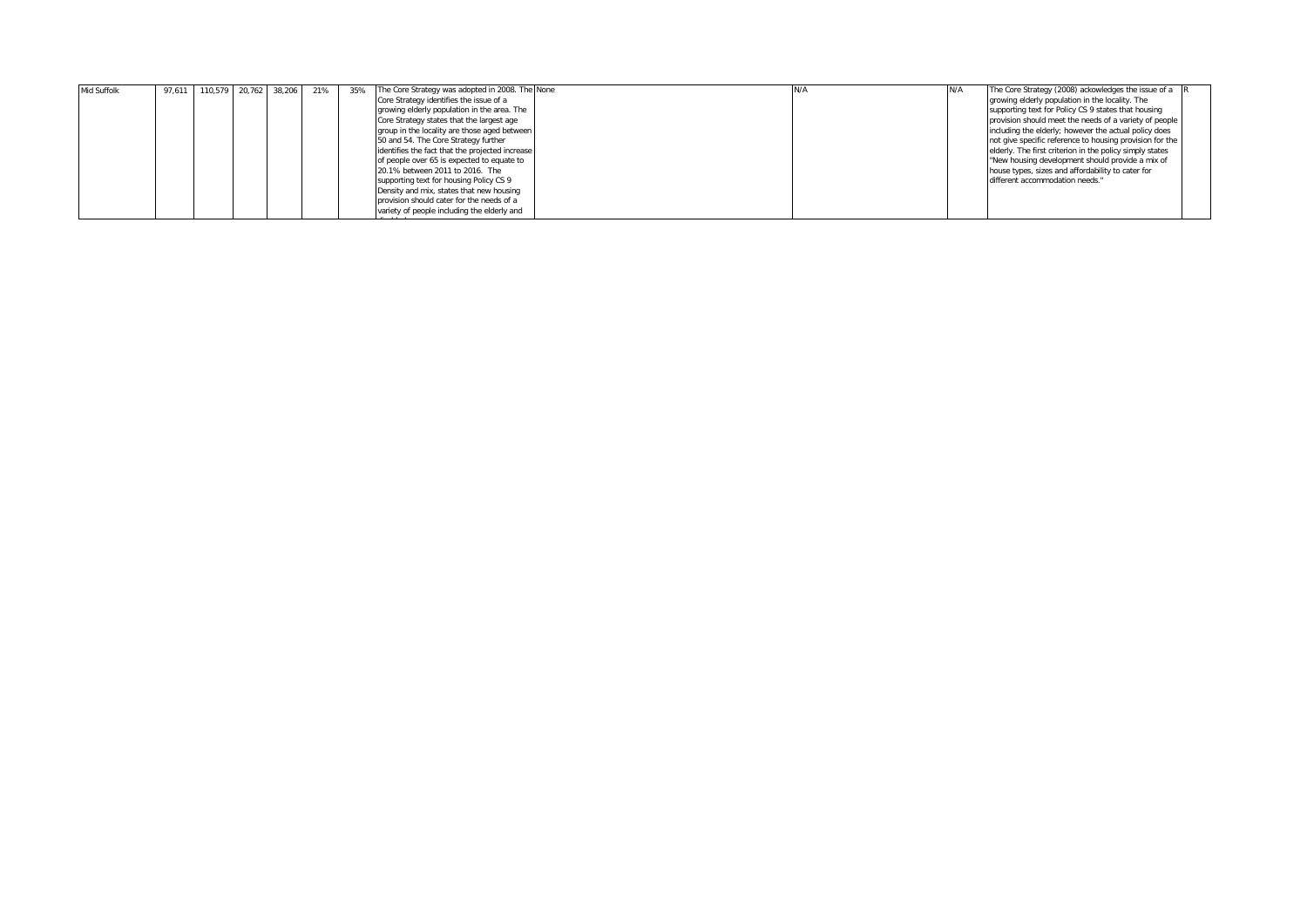| | | | | | | | | | | | |
|---|---|---|---|---|---|---|---|---|---|---|---|
| Mid Suffolk | 97,611 | 110,579 | 20,762 | 38,206 | 21% | 35% | The Core Strategy was adopted in 2008. The Core Strategy identifies the issue of a growing elderly population in the area. The Core Strategy states that the largest age group in the locality are those aged between 50 and 54. The Core Strategy further identifies the fact that the projected increase of people over 65 is expected to equate to 20.1% between 2011 to 2016. The supporting text for housing Policy CS 9 Density and mix, states that new housing provision should cater for the needs of a variety of people including the elderly and | None | N/A | N/A | The Core Strategy (2008) ackowledges the issue of a growing elderly population in the locality. The supporting text for Policy CS 9 states that housing provision should meet the needs of a variety of people including the elderly; however the actual policy does not give specific reference to housing provision for the elderly. The first criterion in the policy simply states "New housing development should provide a mix of house types, sizes and affordability to cater for different accommodation needs." | R |